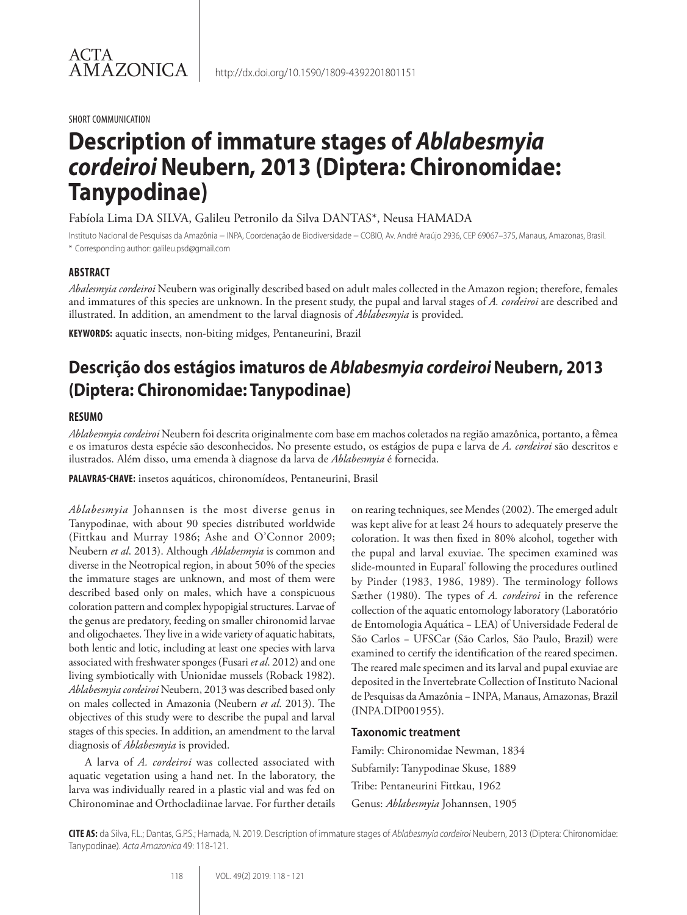ACTA AMAZONICA

http://dx.doi.org/10.1590/1809-4392201801151

SHORT COMMUNICATION

# Description of immature stages of *Ablabesmyia cordeiroi* Neubern, 2013 (Diptera: Chironomidae: Tanypodinae)

Fabíola Lima DA SILVA, Galileu Petronilo da Silva DANTAS*, Neusa HAMADA

Instituto Nacional de Pesquisas da Amazônia – INPA, Coordenação de Biodiversidade – COBIO, Av. André Araújo 2936, CEP 69067–375, Manaus, Amazonas, Brasil.
* Corresponding author: galileu.psd@gmail.com

### ABSTRACT

*Abalesmyia cordeiroi* Neubern was originally described based on adult males collected in the Amazon region; therefore, females and immatures of this species are unknown. In the present study, the pupal and larval stages of *A. cordeiroi* are described and illustrated. In addition, an amendment to the larval diagnosis of *Ablabesmyia* is provided.

**KEYWORDS:** aquatic insects, non-biting midges, Pentaneurini, Brazil

## Descrição dos estágios imaturos de *Ablabesmyia cordeiroi* Neubern, 2013 (Diptera: Chironomidae: Tanypodinae)

### RESUMO

*Ablabesmyia cordeiroi* Neubern foi descrita originalmente com base em machos coletados na região amazônica, portanto, a fêmea e os imaturos desta espécie são desconhecidos. No presente estudo, os estágios de pupa e larva de *A. cordeiroi* são descritos e ilustrados. Além disso, uma emenda à diagnose da larva de *Ablabesmyia* é fornecida.

**PALAVRAS-CHAVE:** insetos aquáticos, chironomídeos, Pentaneurini, Brasil

*Ablabesmyia* Johannsen is the most diverse genus in Tanypodinae, with about 90 species distributed worldwide (Fittkau and Murray 1986; Ashe and O'Connor 2009; Neubern *et al*. 2013). Although *Ablabesmyia* is common and diverse in the Neotropical region, in about 50% of the species the immature stages are unknown, and most of them were described based only on males, which have a conspicuous coloration pattern and complex hypopigial structures. Larvae of the genus are predatory, feeding on smaller chironomid larvae and oligochaetes. They live in a wide variety of aquatic habitats, both lentic and lotic, including at least one species with larva associated with freshwater sponges (Fusari *et al*. 2012) and one living symbiotically with Unionidae mussels (Roback 1982). *Ablabesmyia cordeiroi* Neubern, 2013 was described based only on males collected in Amazonia (Neubern *et al*. 2013). The objectives of this study were to describe the pupal and larval stages of this species. In addition, an amendment to the larval diagnosis of *Ablabesmyia* is provided.

A larva of *A. cordeiroi* was collected associated with aquatic vegetation using a hand net. In the laboratory, the larva was individually reared in a plastic vial and was fed on Chironominae and Orthocladiinae larvae. For further details on rearing techniques, see Mendes (2002). The emerged adult was kept alive for at least 24 hours to adequately preserve the coloration. It was then fixed in 80% alcohol, together with the pupal and larval exuviae. The specimen examined was slide-mounted in Euparal® following the procedures outlined by Pinder (1983, 1986, 1989). The terminology follows Sæther (1980). The types of *A. cordeiroi* in the reference collection of the aquatic entomology laboratory (Laboratório de Entomologia Aquática – LEA) of Universidade Federal de São Carlos – UFSCar (São Carlos, São Paulo, Brazil) were examined to certify the identification of the reared specimen. The reared male specimen and its larval and pupal exuviae are deposited in the Invertebrate Collection of Instituto Nacional de Pesquisas da Amazônia – INPA, Manaus, Amazonas, Brazil (INPA.DIP001955).

### Taxonomic treatment

Family: Chironomidae Newman, 1834

Subfamily: Tanypodinae Skuse, 1889

Tribe: Pentaneurini Fittkau, 1962

Genus: *Ablabesmyia* Johannsen, 1905

**CITE AS:** da Silva, F.L.; Dantas, G.P.S.; Hamada, N. 2019. Description of immature stages of *Ablabesmyia cordeiroi* Neubern, 2013 (Diptera: Chironomidae: Tanypodinae). *Acta Amazonica* 49: 118-121.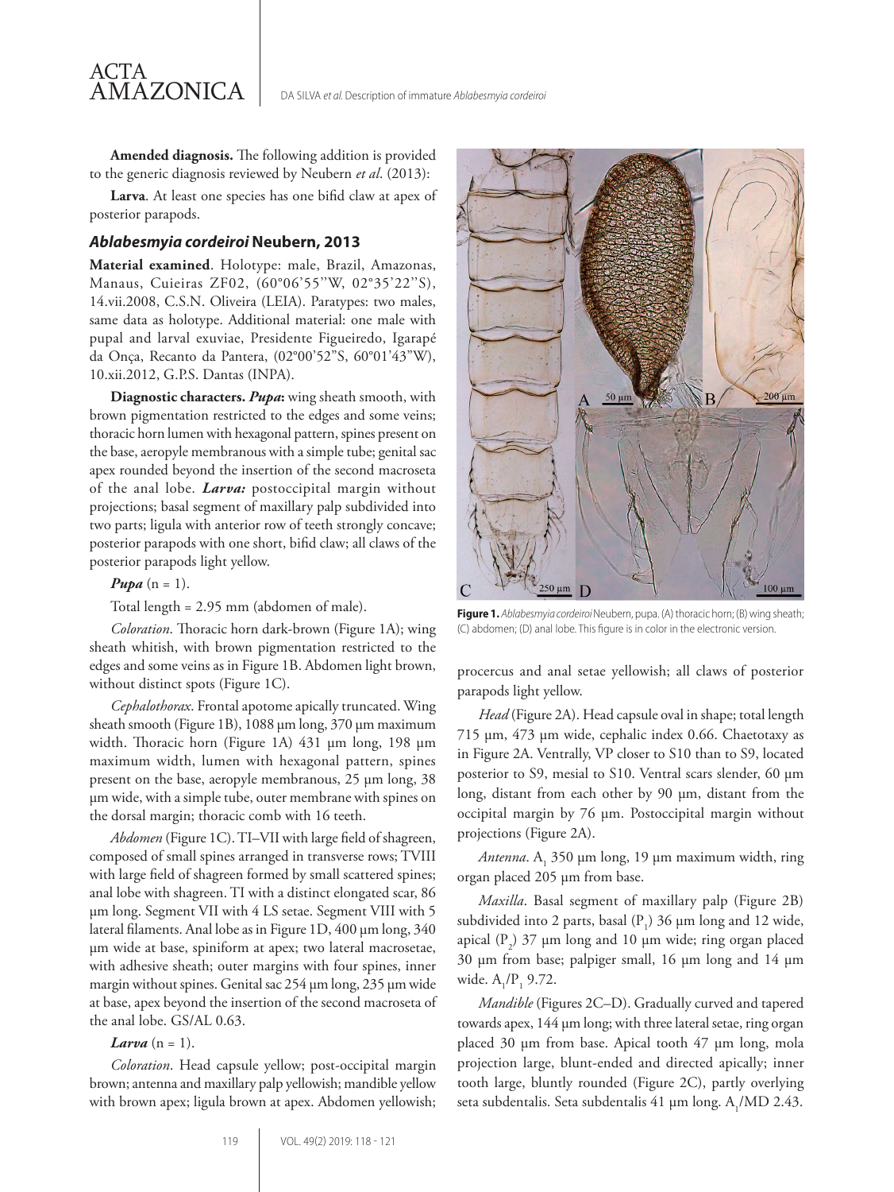**Amended diagnosis.** The following addition is provided to the generic diagnosis reviewed by Neubern *et al*. (2013):

**Larva**. At least one species has one bifid claw at apex of posterior parapods.

### *Ablabesmyia cordeiroi* Neubern, 2013

**Material examined**. Holotype: male, Brazil, Amazonas, Manaus, Cuieiras ZF02, (60°06'55''W, 02°35'22''S), 14.vii.2008, C.S.N. Oliveira (LEIA). Paratypes: two males, same data as holotype. Additional material: one male with pupal and larval exuviae, Presidente Figueiredo, Igarapé da Onça, Recanto da Pantera, (02°00'52"S, 60°01'43"W), 10.xii.2012, G.P.S. Dantas (INPA).

**Diagnostic characters.** ***Pupa*:** wing sheath smooth, with brown pigmentation restricted to the edges and some veins; thoracic horn lumen with hexagonal pattern, spines present on the base, aeropyle membranous with a simple tube; genital sac apex rounded beyond the insertion of the second macroseta of the anal lobe. ***Larva:*** postoccipital margin without projections; basal segment of maxillary palp subdivided into two parts; ligula with anterior row of teeth strongly concave; posterior parapods with one short, bifid claw; all claws of the posterior parapods light yellow.

***Pupa*** (n = 1).

Total length = 2.95 mm (abdomen of male).

*Coloration*. Thoracic horn dark-brown (Figure 1A); wing sheath whitish, with brown pigmentation restricted to the edges and some veins as in Figure 1B. Abdomen light brown, without distinct spots (Figure 1C).

*Cephalothorax*. Frontal apotome apically truncated. Wing sheath smooth (Figure 1B), 1088 µm long, 370 µm maximum width. Thoracic horn (Figure 1A) 431 µm long, 198 µm maximum width, lumen with hexagonal pattern, spines present on the base, aeropyle membranous, 25 µm long, 38 µm wide, with a simple tube, outer membrane with spines on the dorsal margin; thoracic comb with 16 teeth.

*Abdomen* (Figure 1C). TI–VII with large field of shagreen, composed of small spines arranged in transverse rows; TVIII with large field of shagreen formed by small scattered spines; anal lobe with shagreen. TI with a distinct elongated scar, 86 µm long. Segment VII with 4 LS setae. Segment VIII with 5 lateral filaments. Anal lobe as in Figure 1D, 400 µm long, 340 µm wide at base, spiniform at apex; two lateral macrosetae, with adhesive sheath; outer margins with four spines, inner margin without spines. Genital sac 254 µm long, 235 µm wide at base, apex beyond the insertion of the second macroseta of the anal lobe. GS/AL 0.63.

***Larva*** (n = 1).

*Coloration*. Head capsule yellow; post-occipital margin brown; antenna and maxillary palp yellowish; mandible yellow with brown apex; ligula brown at apex. Abdomen yellowish; procercus and anal setae yellowish; all claws of posterior parapods light yellow.

**Figure 1.** *Ablabesmyia cordeiroi* Neubern, pupa. (A) thoracic horn; (B) wing sheath; (C) abdomen; (D) anal lobe. This figure is in color in the electronic version.

*Head* (Figure 2A). Head capsule oval in shape; total length 715 µm, 473 µm wide, cephalic index 0.66. Chaetotaxy as in Figure 2A. Ventrally, VP closer to S10 than to S9, located posterior to S9, mesial to S10. Ventral scars slender, 60 µm long, distant from each other by 90 µm, distant from the occipital margin by 76 µm. Postoccipital margin without projections (Figure 2A).

*Antenna*. $A_1$ 350 µm long, 19 µm maximum width, ring organ placed 205 µm from base.

*Maxilla*. Basal segment of maxillary palp (Figure 2B) subdivided into 2 parts, basal ($P_1$) 36 µm long and 12 wide, apical ($P_2$) 37 µm long and 10 µm wide; ring organ placed 30 µm from base; palpiger small, 16 µm long and 14 µm wide. $A_1/P_1$ 9.72.

*Mandible* (Figures 2C–D). Gradually curved and tapered towards apex, 144 µm long; with three lateral setae, ring organ placed 30 µm from base. Apical tooth 47 µm long, mola projection large, blunt-ended and directed apically; inner tooth large, bluntly rounded (Figure 2C), partly overlying seta subdentalis. Seta subdentalis 41 µm long. $A_1$/MD 2.43.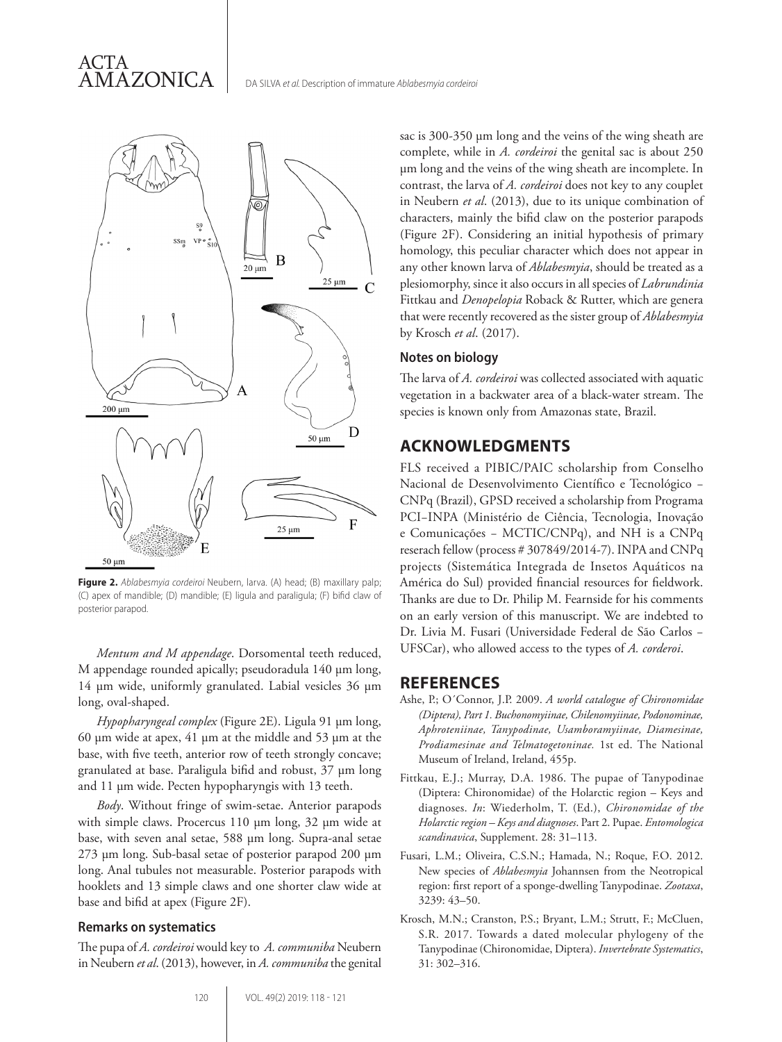**Figure 2.** *Ablabesmyia cordeiroi* Neubern, larva. (A) head; (B) maxillary palp; (C) apex of mandible; (D) mandible; (E) ligula and paraligula; (F) bifid claw of posterior parapod.

*Mentum and M appendage*. Dorsomental teeth reduced, M appendage rounded apically; pseudoradula 140 µm long, 14 µm wide, uniformly granulated. Labial vesicles 36 µm long, oval-shaped.

*Hypopharyngeal complex* (Figure 2E). Ligula 91 µm long, 60 µm wide at apex, 41 µm at the middle and 53 µm at the base, with five teeth, anterior row of teeth strongly concave; granulated at base. Paraligula bifid and robust, 37 µm long and 11 µm wide. Pecten hypopharyngis with 13 teeth.

*Body*. Without fringe of swim-setae. Anterior parapods with simple claws. Procercus 110 µm long, 32 µm wide at base, with seven anal setae, 588 µm long. Supra-anal setae 273 µm long. Sub-basal setae of posterior parapod 200 µm long. Anal tubules not measurable. Posterior parapods with hooklets and 13 simple claws and one shorter claw wide at base and bifid at apex (Figure 2F).

### Remarks on systematics

The pupa of *A. cordeiroi* would key to *A. communiba* Neubern in Neubern *et al*. (2013), however, in *A. communiba* the genital sac is 300-350 µm long and the veins of the wing sheath are complete, while in *A. cordeiroi* the genital sac is about 250 µm long and the veins of the wing sheath are incomplete. In contrast, the larva of *A. cordeiroi* does not key to any couplet in Neubern *et al*. (2013), due to its unique combination of characters, mainly the bifid claw on the posterior parapods (Figure 2F). Considering an initial hypothesis of primary homology, this peculiar character which does not appear in any other known larva of *Ablabesmyia*, should be treated as a plesiomorphy, since it also occurs in all species of *Labrundinia* Fittkau and *Denopelopia* Roback & Rutter, which are genera that were recently recovered as the sister group of *Ablabesmyia* by Krosch *et al*. (2017).

### Notes on biology

The larva of *A. cordeiroi* was collected associated with aquatic vegetation in a backwater area of a black-water stream. The species is known only from Amazonas state, Brazil.

## ACKNOWLEDGMENTS

FLS received a PIBIC/PAIC scholarship from Conselho Nacional de Desenvolvimento Científico e Tecnológico – CNPq (Brazil), GPSD received a scholarship from Programa PCI–INPA (Ministério de Ciência, Tecnologia, Inovação e Comunicações – MCTIC/CNPq), and NH is a CNPq reserach fellow (process # 307849/2014-7). INPA and CNPq projects (Sistemática Integrada de Insetos Aquáticos na América do Sul) provided financial resources for fieldwork. Thanks are due to Dr. Philip M. Fearnside for his comments on an early version of this manuscript. We are indebted to Dr. Livia M. Fusari (Universidade Federal de São Carlos – UFSCar), who allowed access to the types of *A. corderoi*.

## REFERENCES

Ashe, P.; O´Connor, J.P. 2009. *A world catalogue of Chironomidae (Diptera), Part 1. Buchonomyiinae, Chilenomyiinae, Podonominae, Aphroteniinae, Tanypodinae, Usambaromyiinae, Diamesinae, Prodiamesinae and Telmatogetoninae.* 1st ed. The National Museum of Ireland, Ireland, 455p.

Fittkau, E.J.; Murray, D.A. 1986. The pupae of Tanypodinae (Diptera: Chironomidae) of the Holarctic region – Keys and diagnoses. *In*: Wiederholm, T. (Ed.), *Chironomidae of the Holarctic region – Keys and diagnoses*. Part 2. Pupae. *Entomologica scandinavica*, Supplement. 28: 31–113.

Fusari, L.M.; Oliveira, C.S.N.; Hamada, N.; Roque, F.O. 2012. New species of *Ablabesmyia* Johannsen from the Neotropical region: first report of a sponge-dwelling Tanypodinae. *Zootaxa*, 3239: 43–50.

Krosch, M.N.; Cranston, P.S.; Bryant, L.M.; Strutt, F.; McCluen, S.R. 2017. Towards a dated molecular phylogeny of the Tanypodinae (Chironomidae, Diptera). *Invertebrate Systematics*, 31: 302–316.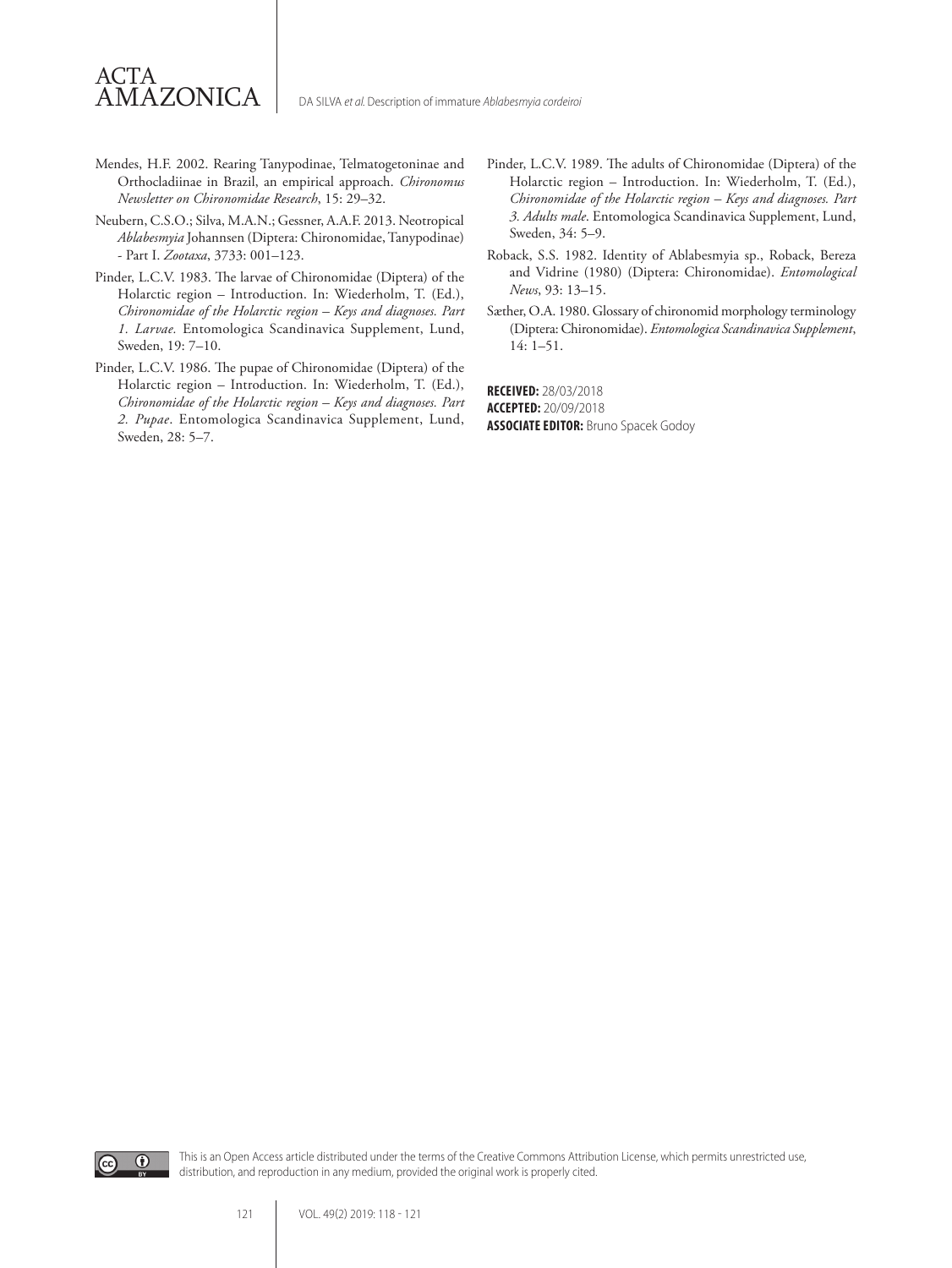Mendes, H.F. 2002. Rearing Tanypodinae, Telmatogetoninae and Orthocladiinae in Brazil, an empirical approach. *Chironomus Newsletter on Chironomidae Research*, 15: 29–32.

Neubern, C.S.O.; Silva, M.A.N.; Gessner, A.A.F. 2013. Neotropical *Ablabesmyia* Johannsen (Diptera: Chironomidae, Tanypodinae) - Part I. *Zootaxa*, 3733: 001–123.

Pinder, L.C.V. 1983. The larvae of Chironomidae (Diptera) of the Holarctic region – Introduction. In: Wiederholm, T. (Ed.), *Chironomidae of the Holarctic region – Keys and diagnoses. Part 1. Larvae.* Entomologica Scandinavica Supplement, Lund, Sweden, 19: 7–10.

Pinder, L.C.V. 1986. The pupae of Chironomidae (Diptera) of the Holarctic region – Introduction. In: Wiederholm, T. (Ed.), *Chironomidae of the Holarctic region – Keys and diagnoses. Part 2. Pupae*. Entomologica Scandinavica Supplement, Lund, Sweden, 28: 5–7.

Pinder, L.C.V. 1989. The adults of Chironomidae (Diptera) of the Holarctic region – Introduction. In: Wiederholm, T. (Ed.), *Chironomidae of the Holarctic region – Keys and diagnoses. Part 3. Adults male*. Entomologica Scandinavica Supplement, Lund, Sweden, 34: 5–9.

Roback, S.S. 1982. Identity of Ablabesmyia sp., Roback, Bereza and Vidrine (1980) (Diptera: Chironomidae). *Entomological News*, 93: 13–15.

Sæther, O.A. 1980. Glossary of chironomid morphology terminology (Diptera: Chironomidae). *Entomologica Scandinavica Supplement*, 14: 1–51.

**RECEIVED:** 28/03/2018
**ACCEPTED:** 20/09/2018
**ASSOCIATE EDITOR:** Bruno Spacek Godoy

This is an Open Access article distributed under the terms of the Creative Commons Attribution License, which permits unrestricted use, distribution, and reproduction in any medium, provided the original work is properly cited.